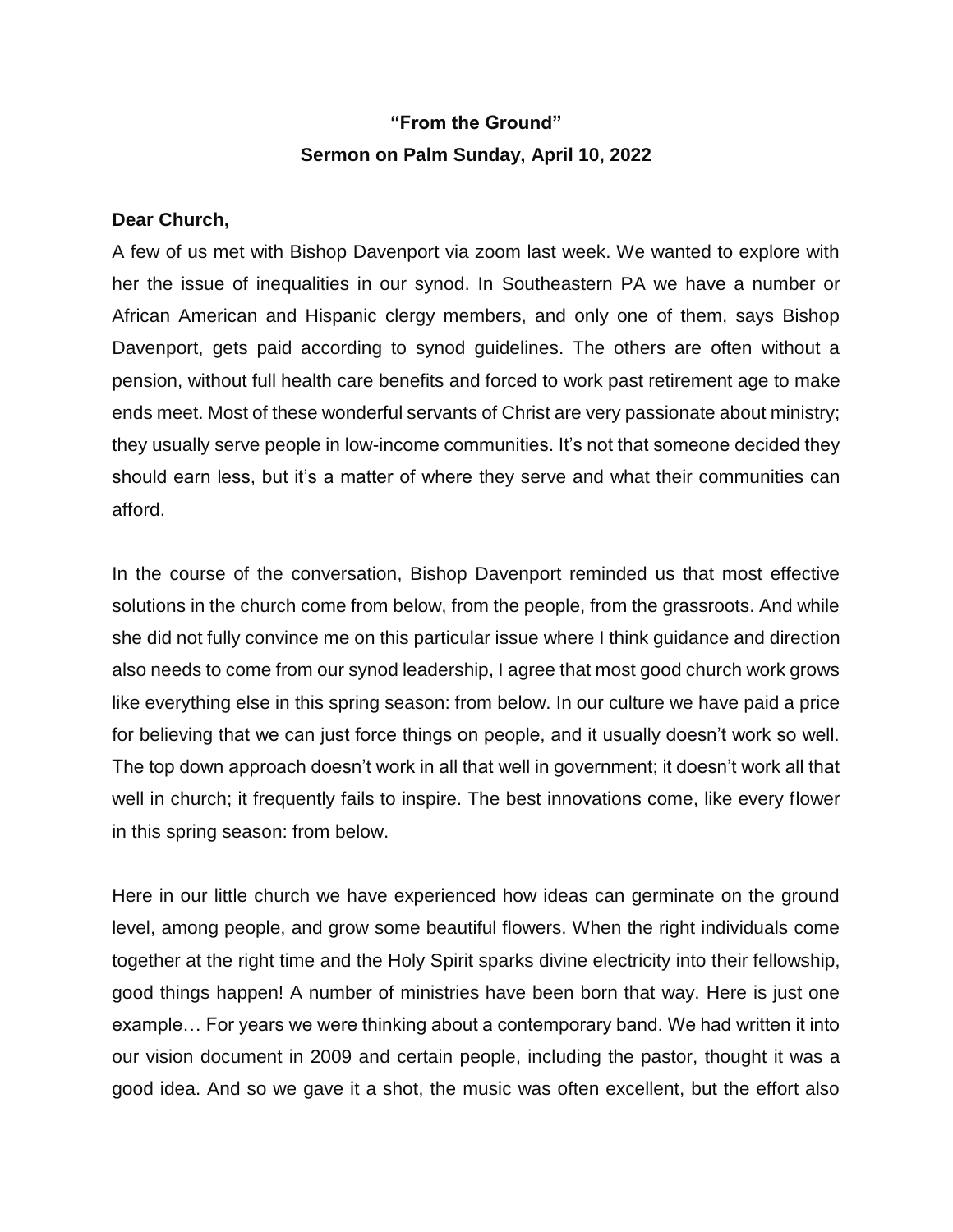**"From the Ground"**

**Sermon on Palm Sunday, April 10, 2022**

**Dear Church,**

A few of us met with Bishop Davenport via zoom last week. We wanted to explore with her the issue of inequalities in our synod. In Southeastern PA we have a number or African American and Hispanic clergy members, and only one of them, says Bishop Davenport, gets paid according to synod guidelines. The others are often without a pension, without full health care benefits and forced to work past retirement age to make ends meet. Most of these wonderful servants of Christ are very passionate about ministry; they usually serve people in low-income communities. It's not that someone decided they should earn less, but it's a matter of where they serve and what their communities can afford.

In the course of the conversation, Bishop Davenport reminded us that most effective solutions in the church come from below, from the people, from the grassroots. And while she did not fully convince me on this particular issue where I think guidance and direction also needs to come from our synod leadership, I agree that most good church work grows like everything else in this spring season: from below. In our culture we have paid a price for believing that we can just force things on people, and it usually doesn't work so well. The top down approach doesn't work in all that well in government; it doesn't work all that well in church; it frequently fails to inspire. The best innovations come, like every flower in this spring season: from below.

Here in our little church we have experienced how ideas can germinate on the ground level, among people, and grow some beautiful flowers. When the right individuals come together at the right time and the Holy Spirit sparks divine electricity into their fellowship, good things happen! A number of ministries have been born that way. Here is just one example… For years we were thinking about a contemporary band. We had written it into our vision document in 2009 and certain people, including the pastor, thought it was a good idea. And so we gave it a shot, the music was often excellent, but the effort also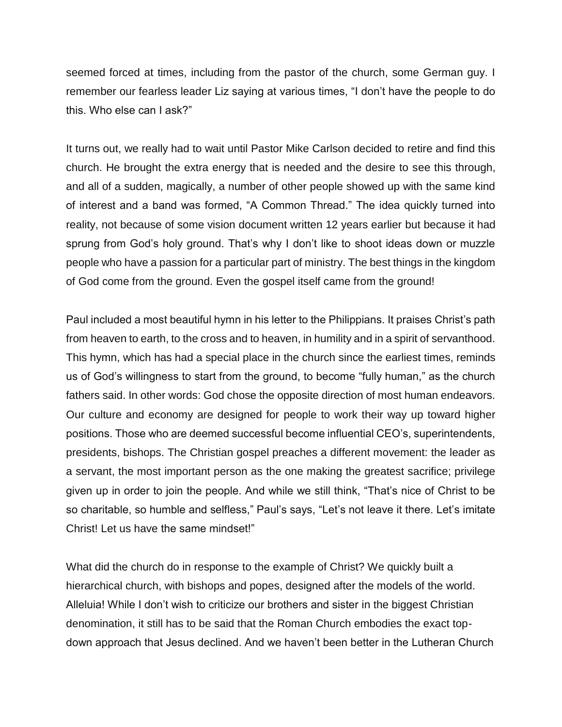seemed forced at times, including from the pastor of the church, some German guy. I remember our fearless leader Liz saying at various times, "I don't have the people to do this. Who else can I ask?"

It turns out, we really had to wait until Pastor Mike Carlson decided to retire and find this church. He brought the extra energy that is needed and the desire to see this through, and all of a sudden, magically, a number of other people showed up with the same kind of interest and a band was formed, "A Common Thread." The idea quickly turned into reality, not because of some vision document written 12 years earlier but because it had sprung from God's holy ground. That's why I don't like to shoot ideas down or muzzle people who have a passion for a particular part of ministry. The best things in the kingdom of God come from the ground. Even the gospel itself came from the ground!

Paul included a most beautiful hymn in his letter to the Philippians. It praises Christ's path from heaven to earth, to the cross and to heaven, in humility and in a spirit of servanthood. This hymn, which has had a special place in the church since the earliest times, reminds us of God's willingness to start from the ground, to become "fully human," as the church fathers said. In other words: God chose the opposite direction of most human endeavors. Our culture and economy are designed for people to work their way up toward higher positions. Those who are deemed successful become influential CEO's, superintendents, presidents, bishops. The Christian gospel preaches a different movement: the leader as a servant, the most important person as the one making the greatest sacrifice; privilege given up in order to join the people. And while we still think, "That's nice of Christ to be so charitable, so humble and selfless," Paul's says, "Let's not leave it there. Let's imitate Christ! Let us have the same mindset!"

What did the church do in response to the example of Christ? We quickly built a hierarchical church, with bishops and popes, designed after the models of the world. Alleluia! While I don't wish to criticize our brothers and sister in the biggest Christian denomination, it still has to be said that the Roman Church embodies the exact top-down approach that Jesus declined. And we haven't been better in the Lutheran Church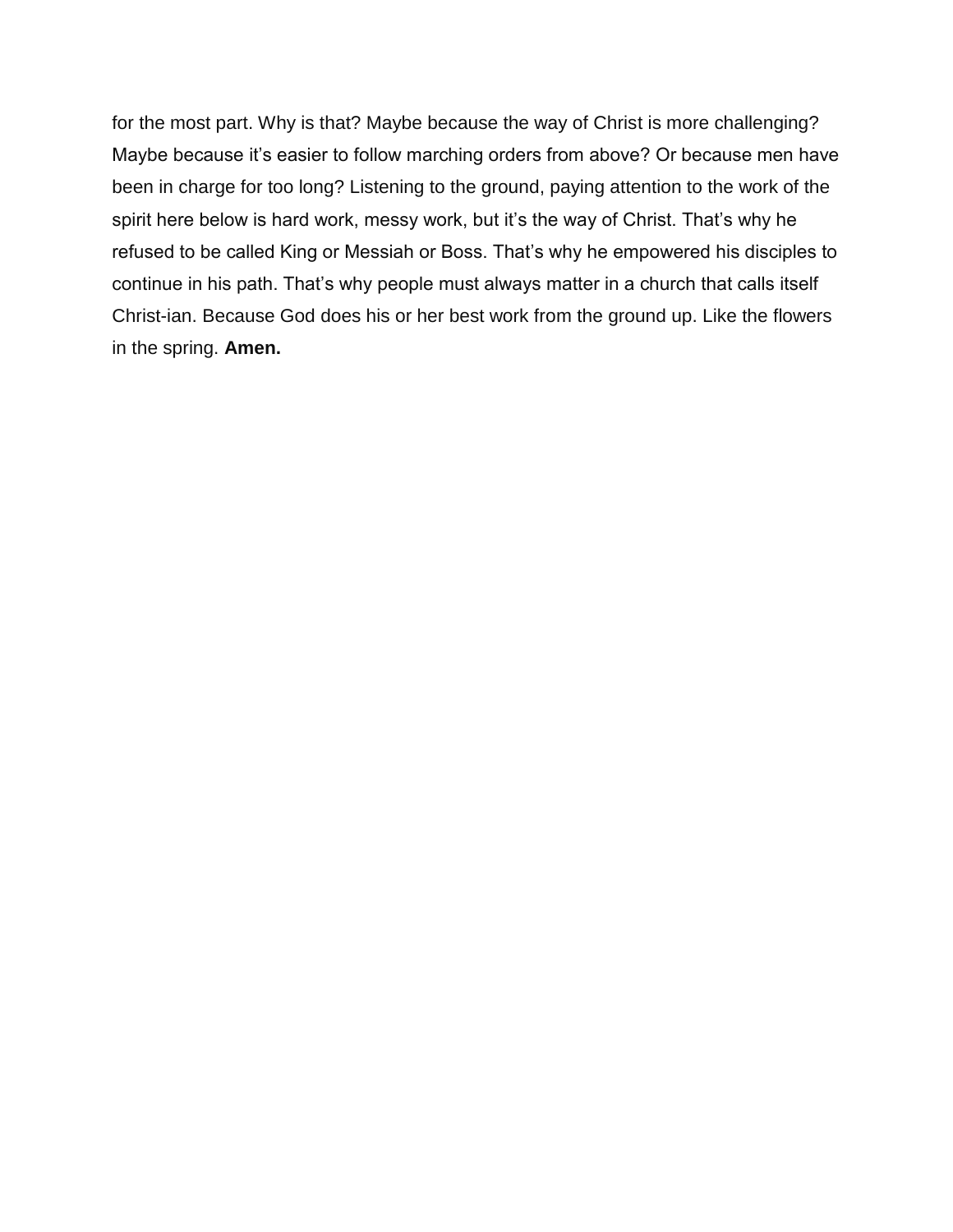for the most part. Why is that? Maybe because the way of Christ is more challenging? Maybe because it's easier to follow marching orders from above? Or because men have been in charge for too long? Listening to the ground, paying attention to the work of the spirit here below is hard work, messy work, but it's the way of Christ. That's why he refused to be called King or Messiah or Boss. That's why he empowered his disciples to continue in his path. That's why people must always matter in a church that calls itself Christ-ian. Because God does his or her best work from the ground up. Like the flowers in the spring. **Amen.**